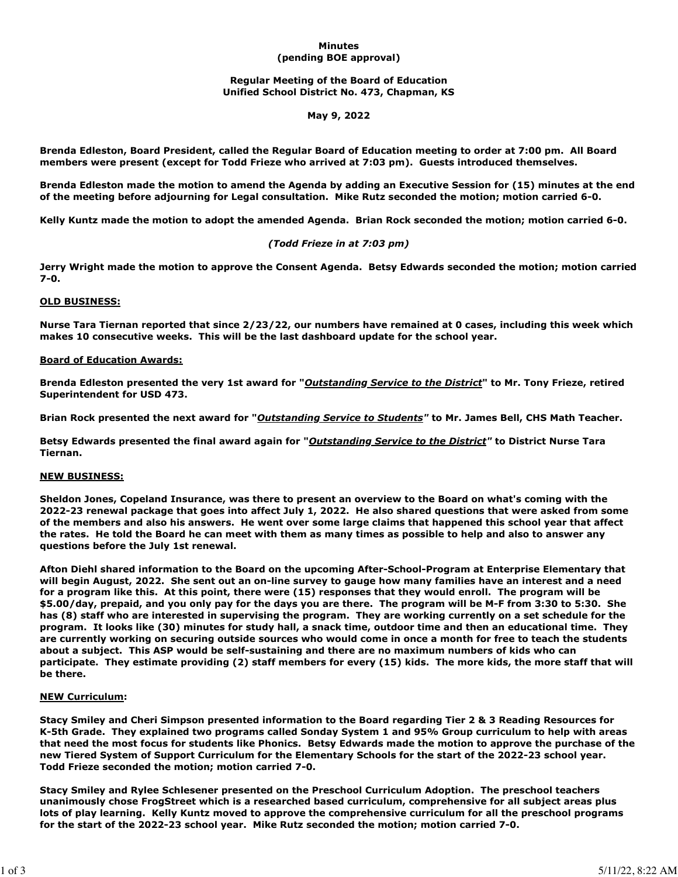**Minutes**
**(pending BOE approval)**

**Regular Meeting of the Board of Education**
**Unified School District No. 473, Chapman, KS**

**May 9, 2022**

**Brenda Edleston, Board President, called the Regular Board of Education meeting to order at 7:00 pm. All Board members were present (except for Todd Frieze who arrived at 7:03 pm). Guests introduced themselves.**

**Brenda Edleston made the motion to amend the Agenda by adding an Executive Session for (15) minutes at the end of the meeting before adjourning for Legal consultation. Mike Rutz seconded the motion; motion carried 6-0.**

**Kelly Kuntz made the motion to adopt the amended Agenda. Brian Rock seconded the motion; motion carried 6-0.**

***(Todd Frieze in at 7:03 pm)***

**Jerry Wright made the motion to approve the Consent Agenda. Betsy Edwards seconded the motion; motion carried 7-0.**

**OLD BUSINESS:**

**Nurse Tara Tiernan reported that since 2/23/22, our numbers have remained at 0 cases, including this week which makes 10 consecutive weeks. This will be the last dashboard update for the school year.**

**Board of Education Awards:**

**Brenda Edleston presented the very 1st award for "*Outstanding Service to the District*" to Mr. Tony Frieze, retired Superintendent for USD 473.**

**Brian Rock presented the next award for "*Outstanding Service to Students*" to Mr. James Bell, CHS Math Teacher.**

**Betsy Edwards presented the final award again for "*Outstanding Service to the District*" to District Nurse Tara Tiernan.**

**NEW BUSINESS:**

**Sheldon Jones, Copeland Insurance, was there to present an overview to the Board on what's coming with the 2022-23 renewal package that goes into affect July 1, 2022. He also shared questions that were asked from some of the members and also his answers. He went over some large claims that happened this school year that affect the rates. He told the Board he can meet with them as many times as possible to help and also to answer any questions before the July 1st renewal.**

**Afton Diehl shared information to the Board on the upcoming After-School-Program at Enterprise Elementary that will begin August, 2022. She sent out an on-line survey to gauge how many families have an interest and a need for a program like this. At this point, there were (15) responses that they would enroll. The program will be $5.00/day, prepaid, and you only pay for the days you are there. The program will be M-F from 3:30 to 5:30. She has (8) staff who are interested in supervising the program. They are working currently on a set schedule for the program. It looks like (30) minutes for study hall, a snack time, outdoor time and then an educational time. They are currently working on securing outside sources who would come in once a month for free to teach the students about a subject. This ASP would be self-sustaining and there are no maximum numbers of kids who can participate. They estimate providing (2) staff members for every (15) kids. The more kids, the more staff that will be there.**

**NEW Curriculum:**

**Stacy Smiley and Cheri Simpson presented information to the Board regarding Tier 2 & 3 Reading Resources for K-5th Grade. They explained two programs called Sonday System 1 and 95% Group curriculum to help with areas that need the most focus for students like Phonics. Betsy Edwards made the motion to approve the purchase of the new Tiered System of Support Curriculum for the Elementary Schools for the start of the 2022-23 school year. Todd Frieze seconded the motion; motion carried 7-0.**

**Stacy Smiley and Rylee Schlesener presented on the Preschool Curriculum Adoption. The preschool teachers unanimously chose FrogStreet which is a researched based curriculum, comprehensive for all subject areas plus lots of play learning. Kelly Kuntz moved to approve the comprehensive curriculum for all the preschool programs for the start of the 2022-23 school year. Mike Rutz seconded the motion; motion carried 7-0.**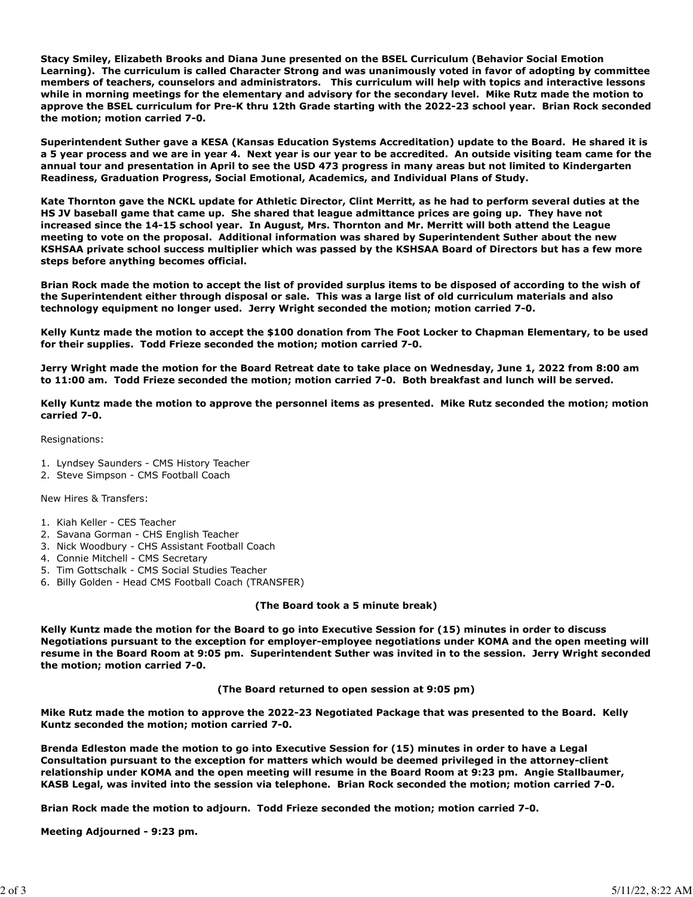**Stacy Smiley, Elizabeth Brooks and Diana June presented on the BSEL Curriculum (Behavior Social Emotion Learning). The curriculum is called Character Strong and was unanimously voted in favor of adopting by committee members of teachers, counselors and administrators. This curriculum will help with topics and interactive lessons while in morning meetings for the elementary and advisory for the secondary level. Mike Rutz made the motion to approve the BSEL curriculum for Pre-K thru 12th Grade starting with the 2022-23 school year. Brian Rock seconded the motion; motion carried 7-0.**

**Superintendent Suther gave a KESA (Kansas Education Systems Accreditation) update to the Board. He shared it is a 5 year process and we are in year 4. Next year is our year to be accredited. An outside visiting team came for the annual tour and presentation in April to see the USD 473 progress in many areas but not limited to Kindergarten Readiness, Graduation Progress, Social Emotional, Academics, and Individual Plans of Study.**

**Kate Thornton gave the NCKL update for Athletic Director, Clint Merritt, as he had to perform several duties at the HS JV baseball game that came up. She shared that league admittance prices are going up. They have not increased since the 14-15 school year. In August, Mrs. Thornton and Mr. Merritt will both attend the League meeting to vote on the proposal. Additional information was shared by Superintendent Suther about the new KSHSAA private school success multiplier which was passed by the KSHSAA Board of Directors but has a few more steps before anything becomes official.**

**Brian Rock made the motion to accept the list of provided surplus items to be disposed of according to the wish of the Superintendent either through disposal or sale. This was a large list of old curriculum materials and also technology equipment no longer used. Jerry Wright seconded the motion; motion carried 7-0.**

**Kelly Kuntz made the motion to accept the $100 donation from The Foot Locker to Chapman Elementary, to be used for their supplies. Todd Frieze seconded the motion; motion carried 7-0.**

**Jerry Wright made the motion for the Board Retreat date to take place on Wednesday, June 1, 2022 from 8:00 am to 11:00 am. Todd Frieze seconded the motion; motion carried 7-0. Both breakfast and lunch will be served.**

**Kelly Kuntz made the motion to approve the personnel items as presented. Mike Rutz seconded the motion; motion carried 7-0.**

Resignations:

1. Lyndsey Saunders - CMS History Teacher
2. Steve Simpson - CMS Football Coach

New Hires & Transfers:

1. Kiah Keller - CES Teacher
2. Savana Gorman - CHS English Teacher
3. Nick Woodbury - CHS Assistant Football Coach
4. Connie Mitchell - CMS Secretary
5. Tim Gottschalk - CMS Social Studies Teacher
6. Billy Golden - Head CMS Football Coach (TRANSFER)

**(The Board took a 5 minute break)**

**Kelly Kuntz made the motion for the Board to go into Executive Session for (15) minutes in order to discuss Negotiations pursuant to the exception for employer-employee negotiations under KOMA and the open meeting will resume in the Board Room at 9:05 pm. Superintendent Suther was invited in to the session. Jerry Wright seconded the motion; motion carried 7-0.**

**(The Board returned to open session at 9:05 pm)**

**Mike Rutz made the motion to approve the 2022-23 Negotiated Package that was presented to the Board. Kelly Kuntz seconded the motion; motion carried 7-0.**

**Brenda Edleston made the motion to go into Executive Session for (15) minutes in order to have a Legal Consultation pursuant to the exception for matters which would be deemed privileged in the attorney-client relationship under KOMA and the open meeting will resume in the Board Room at 9:23 pm. Angie Stallbaumer, KASB Legal, was invited into the session via telephone. Brian Rock seconded the motion; motion carried 7-0.**

**Brian Rock made the motion to adjourn. Todd Frieze seconded the motion; motion carried 7-0.**

**Meeting Adjourned - 9:23 pm.**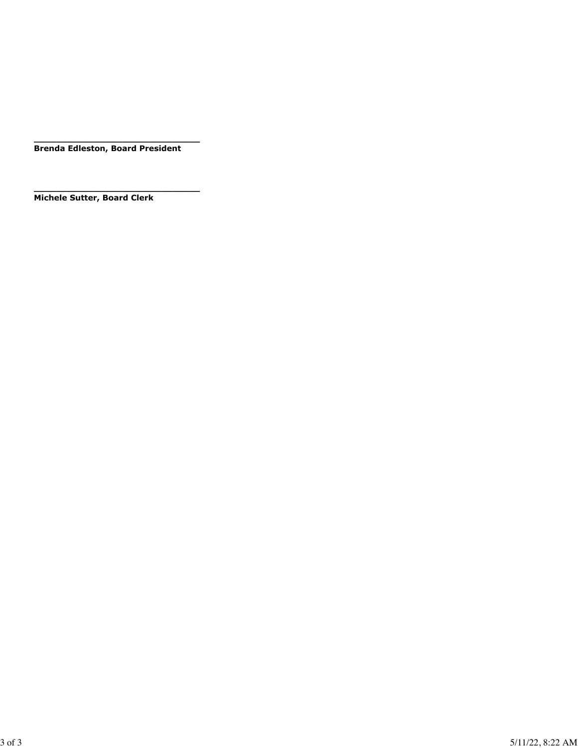\_\_\_\_\_\_\_\_\_\_\_\_\_\_\_\_\_\_\_\_\_\_\_\_\_\_\_\_\_\_\_\_\_

**Brenda Edleston, Board President**

\_\_\_\_\_\_\_\_\_\_\_\_\_\_\_\_\_\_\_\_\_\_\_\_\_\_\_\_\_\_\_\_\_

**Michele Sutter, Board Clerk**